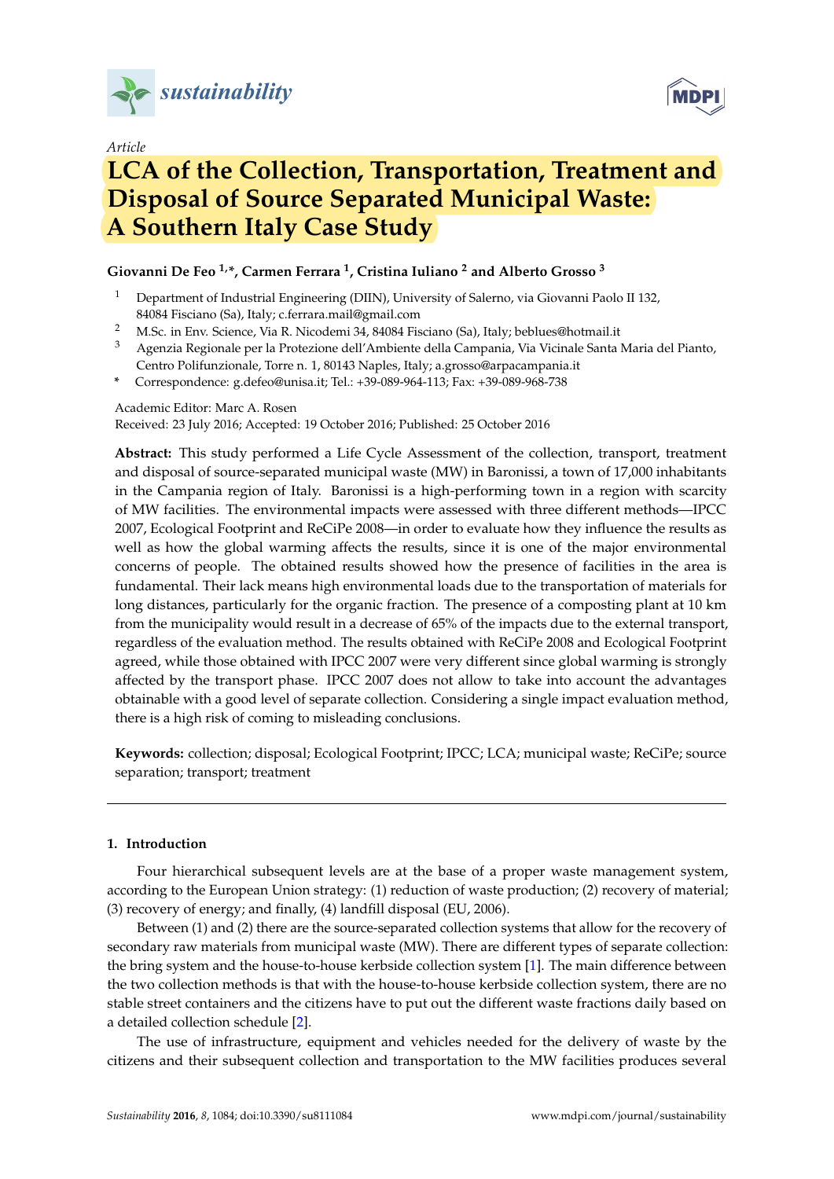*Article*

# LCA of the Collection, Transportation, Treatment and Disposal of Source Separated Municipal Waste: A Southern Italy Case Study

**Giovanni De Feo [1,*], Carmen Ferrara [1], Cristina Iuliano [2] and Alberto Grosso [3]**

[1] Department of Industrial Engineering (DIIN), University of Salerno, via Giovanni Paolo II 132, 84084 Fisciano (Sa), Italy; c.ferrara.mail@gmail.com

[2] M.Sc. in Env. Science, Via R. Nicodemi 34, 84084 Fisciano (Sa), Italy; beblues@hotmail.it

[3] Agenzia Regionale per la Protezione dell'Ambiente della Campania, Via Vicinale Santa Maria del Pianto, Centro Polifunzionale, Torre n. 1, 80143 Naples, Italy; a.grosso@arpacampania.it

* Correspondence: g.defeo@unisa.it; Tel.: +39-089-964-113; Fax: +39-089-968-738

Academic Editor: Marc A. Rosen

Received: 23 July 2016; Accepted: 19 October 2016; Published: 25 October 2016

**Abstract:** This study performed a Life Cycle Assessment of the collection, transport, treatment and disposal of source-separated municipal waste (MW) in Baronissi, a town of 17,000 inhabitants in the Campania region of Italy. Baronissi is a high-performing town in a region with scarcity of MW facilities. The environmental impacts were assessed with three different methods—IPCC 2007, Ecological Footprint and ReCiPe 2008—in order to evaluate how they influence the results as well as how the global warming affects the results, since it is one of the major environmental concerns of people. The obtained results showed how the presence of facilities in the area is fundamental. Their lack means high environmental loads due to the transportation of materials for long distances, particularly for the organic fraction. The presence of a composting plant at 10 km from the municipality would result in a decrease of 65% of the impacts due to the external transport, regardless of the evaluation method. The results obtained with ReCiPe 2008 and Ecological Footprint agreed, while those obtained with IPCC 2007 were very different since global warming is strongly affected by the transport phase. IPCC 2007 does not allow to take into account the advantages obtainable with a good level of separate collection. Considering a single impact evaluation method, there is a high risk of coming to misleading conclusions.

**Keywords:** collection; disposal; Ecological Footprint; IPCC; LCA; municipal waste; ReCiPe; source separation; transport; treatment

## 1. Introduction

Four hierarchical subsequent levels are at the base of a proper waste management system, according to the European Union strategy: (1) reduction of waste production; (2) recovery of material; (3) recovery of energy; and finally, (4) landfill disposal (EU, 2006).

Between (1) and (2) there are the source-separated collection systems that allow for the recovery of secondary raw materials from municipal waste (MW). There are different types of separate collection: the bring system and the house-to-house kerbside collection system [1]. The main difference between the two collection methods is that with the house-to-house kerbside collection system, there are no stable street containers and the citizens have to put out the different waste fractions daily based on a detailed collection schedule [2].

The use of infrastructure, equipment and vehicles needed for the delivery of waste by the citizens and their subsequent collection and transportation to the MW facilities produces several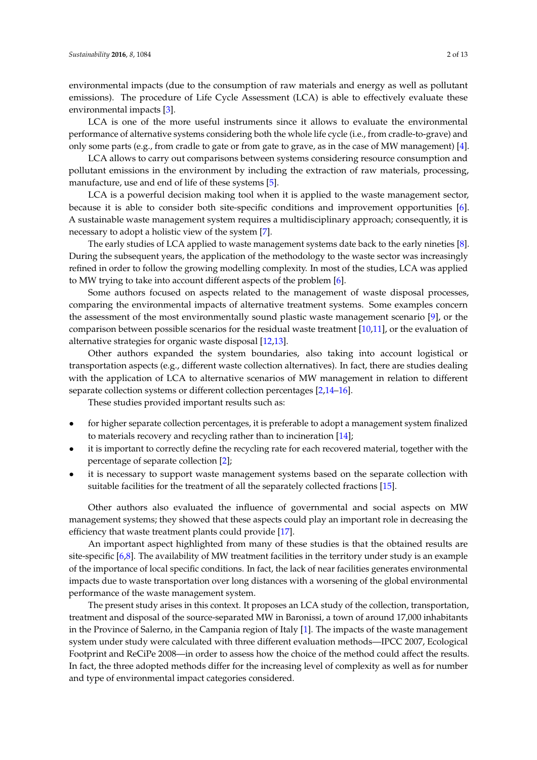environmental impacts (due to the consumption of raw materials and energy as well as pollutant emissions). The procedure of Life Cycle Assessment (LCA) is able to effectively evaluate these environmental impacts [3].

LCA is one of the more useful instruments since it allows to evaluate the environmental performance of alternative systems considering both the whole life cycle (i.e., from cradle-to-grave) and only some parts (e.g., from cradle to gate or from gate to grave, as in the case of MW management) [4].

LCA allows to carry out comparisons between systems considering resource consumption and pollutant emissions in the environment by including the extraction of raw materials, processing, manufacture, use and end of life of these systems [5].

LCA is a powerful decision making tool when it is applied to the waste management sector, because it is able to consider both site-specific conditions and improvement opportunities [6]. A sustainable waste management system requires a multidisciplinary approach; consequently, it is necessary to adopt a holistic view of the system [7].

The early studies of LCA applied to waste management systems date back to the early nineties [8]. During the subsequent years, the application of the methodology to the waste sector was increasingly refined in order to follow the growing modelling complexity. In most of the studies, LCA was applied to MW trying to take into account different aspects of the problem [6].

Some authors focused on aspects related to the management of waste disposal processes, comparing the environmental impacts of alternative treatment systems. Some examples concern the assessment of the most environmentally sound plastic waste management scenario [9], or the comparison between possible scenarios for the residual waste treatment [10,11], or the evaluation of alternative strategies for organic waste disposal [12,13].

Other authors expanded the system boundaries, also taking into account logistical or transportation aspects (e.g., different waste collection alternatives). In fact, there are studies dealing with the application of LCA to alternative scenarios of MW management in relation to different separate collection systems or different collection percentages [2,14–16].

These studies provided important results such as:

- for higher separate collection percentages, it is preferable to adopt a management system finalized to materials recovery and recycling rather than to incineration [14];
- it is important to correctly define the recycling rate for each recovered material, together with the percentage of separate collection [2];
- it is necessary to support waste management systems based on the separate collection with suitable facilities for the treatment of all the separately collected fractions [15].

Other authors also evaluated the influence of governmental and social aspects on MW management systems; they showed that these aspects could play an important role in decreasing the efficiency that waste treatment plants could provide [17].

An important aspect highlighted from many of these studies is that the obtained results are site-specific [6,8]. The availability of MW treatment facilities in the territory under study is an example of the importance of local specific conditions. In fact, the lack of near facilities generates environmental impacts due to waste transportation over long distances with a worsening of the global environmental performance of the waste management system.

The present study arises in this context. It proposes an LCA study of the collection, transportation, treatment and disposal of the source-separated MW in Baronissi, a town of around 17,000 inhabitants in the Province of Salerno, in the Campania region of Italy [1]. The impacts of the waste management system under study were calculated with three different evaluation methods—IPCC 2007, Ecological Footprint and ReCiPe 2008—in order to assess how the choice of the method could affect the results. In fact, the three adopted methods differ for the increasing level of complexity as well as for number and type of environmental impact categories considered.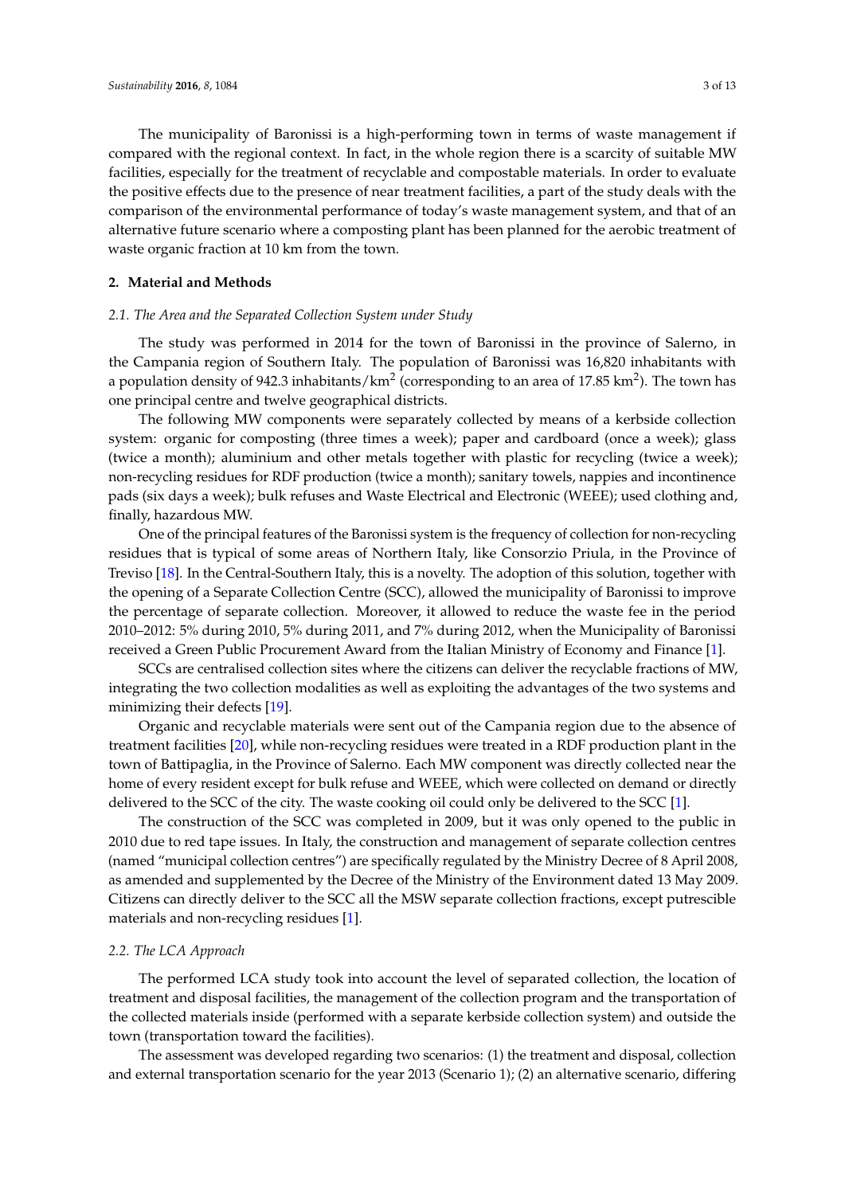The municipality of Baronissi is a high-performing town in terms of waste management if compared with the regional context. In fact, in the whole region there is a scarcity of suitable MW facilities, especially for the treatment of recyclable and compostable materials. In order to evaluate the positive effects due to the presence of near treatment facilities, a part of the study deals with the comparison of the environmental performance of today's waste management system, and that of an alternative future scenario where a composting plant has been planned for the aerobic treatment of waste organic fraction at 10 km from the town.

## 2. Material and Methods

### *2.1. The Area and the Separated Collection System under Study*

The study was performed in 2014 for the town of Baronissi in the province of Salerno, in the Campania region of Southern Italy. The population of Baronissi was 16,820 inhabitants with a population density of 942.3 inhabitants/km$^2$ (corresponding to an area of 17.85 km$^2$). The town has one principal centre and twelve geographical districts.

The following MW components were separately collected by means of a kerbside collection system: organic for composting (three times a week); paper and cardboard (once a week); glass (twice a month); aluminium and other metals together with plastic for recycling (twice a week); non-recycling residues for RDF production (twice a month); sanitary towels, nappies and incontinence pads (six days a week); bulk refuses and Waste Electrical and Electronic (WEEE); used clothing and, finally, hazardous MW.

One of the principal features of the Baronissi system is the frequency of collection for non-recycling residues that is typical of some areas of Northern Italy, like Consorzio Priula, in the Province of Treviso [18]. In the Central-Southern Italy, this is a novelty. The adoption of this solution, together with the opening of a Separate Collection Centre (SCC), allowed the municipality of Baronissi to improve the percentage of separate collection. Moreover, it allowed to reduce the waste fee in the period 2010–2012: 5% during 2010, 5% during 2011, and 7% during 2012, when the Municipality of Baronissi received a Green Public Procurement Award from the Italian Ministry of Economy and Finance [1].

SCCs are centralised collection sites where the citizens can deliver the recyclable fractions of MW, integrating the two collection modalities as well as exploiting the advantages of the two systems and minimizing their defects [19].

Organic and recyclable materials were sent out of the Campania region due to the absence of treatment facilities [20], while non-recycling residues were treated in a RDF production plant in the town of Battipaglia, in the Province of Salerno. Each MW component was directly collected near the home of every resident except for bulk refuse and WEEE, which were collected on demand or directly delivered to the SCC of the city. The waste cooking oil could only be delivered to the SCC [1].

The construction of the SCC was completed in 2009, but it was only opened to the public in 2010 due to red tape issues. In Italy, the construction and management of separate collection centres (named "municipal collection centres") are specifically regulated by the Ministry Decree of 8 April 2008, as amended and supplemented by the Decree of the Ministry of the Environment dated 13 May 2009. Citizens can directly deliver to the SCC all the MSW separate collection fractions, except putrescible materials and non-recycling residues [1].

### *2.2. The LCA Approach*

The performed LCA study took into account the level of separated collection, the location of treatment and disposal facilities, the management of the collection program and the transportation of the collected materials inside (performed with a separate kerbside collection system) and outside the town (transportation toward the facilities).

The assessment was developed regarding two scenarios: (1) the treatment and disposal, collection and external transportation scenario for the year 2013 (Scenario 1); (2) an alternative scenario, differing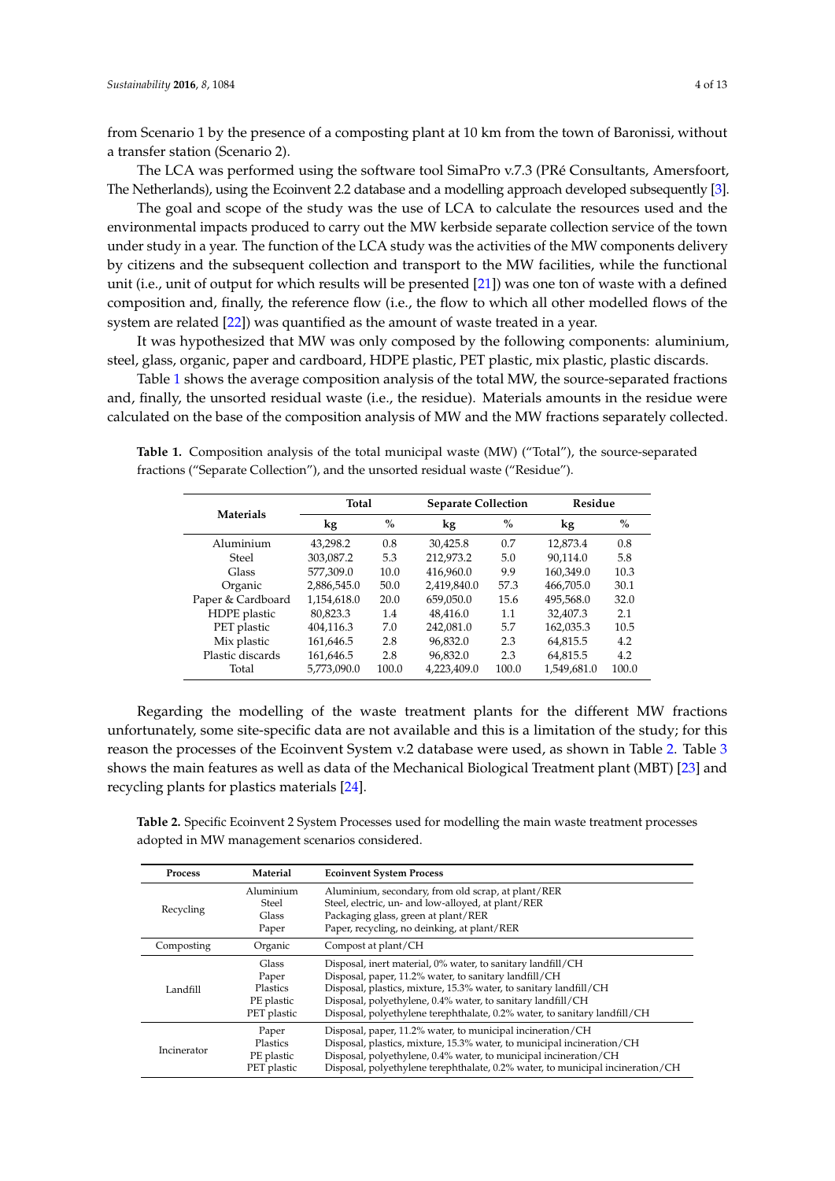from Scenario 1 by the presence of a composting plant at 10 km from the town of Baronissi, without a transfer station (Scenario 2).

The LCA was performed using the software tool SimaPro v.7.3 (PRé Consultants, Amersfoort, The Netherlands), using the Ecoinvent 2.2 database and a modelling approach developed subsequently [3].

The goal and scope of the study was the use of LCA to calculate the resources used and the environmental impacts produced to carry out the MW kerbside separate collection service of the town under study in a year. The function of the LCA study was the activities of the MW components delivery by citizens and the subsequent collection and transport to the MW facilities, while the functional unit (i.e., unit of output for which results will be presented [21]) was one ton of waste with a defined composition and, finally, the reference flow (i.e., the flow to which all other modelled flows of the system are related [22]) was quantified as the amount of waste treated in a year.

It was hypothesized that MW was only composed by the following components: aluminium, steel, glass, organic, paper and cardboard, HDPE plastic, PET plastic, mix plastic, plastic discards.

Table 1 shows the average composition analysis of the total MW, the source-separated fractions and, finally, the unsorted residual waste (i.e., the residue). Materials amounts in the residue were calculated on the base of the composition analysis of MW and the MW fractions separately collected.

**Table 1.** Composition analysis of the total municipal waste (MW) ("Total"), the source-separated fractions ("Separate Collection"), and the unsorted residual waste ("Residue").

| Materials | Total | | Separate Collection | | Residue | |
|---|---|---|---|---|---|---|
| | kg | % | kg | % | kg | % |
| Aluminium | 43,298.2 | 0.8 | 30,425.8 | 0.7 | 12,873.4 | 0.8 |
| Steel | 303,087.2 | 5.3 | 212,973.2 | 5.0 | 90,114.0 | 5.8 |
| Glass | 577,309.0 | 10.0 | 416,960.0 | 9.9 | 160,349.0 | 10.3 |
| Organic | 2,886,545.0 | 50.0 | 2,419,840.0 | 57.3 | 466,705.0 | 30.1 |
| Paper & Cardboard | 1,154,618.0 | 20.0 | 659,050.0 | 15.6 | 495,568.0 | 32.0 |
| HDPE plastic | 80,823.3 | 1.4 | 48,416.0 | 1.1 | 32,407.3 | 2.1 |
| PET plastic | 404,116.3 | 7.0 | 242,081.0 | 5.7 | 162,035.3 | 10.5 |
| Mix plastic | 161,646.5 | 2.8 | 96,832.0 | 2.3 | 64,815.5 | 4.2 |
| Plastic discards | 161,646.5 | 2.8 | 96,832.0 | 2.3 | 64,815.5 | 4.2 |
| Total | 5,773,090.0 | 100.0 | 4,223,409.0 | 100.0 | 1,549,681.0 | 100.0 |

Regarding the modelling of the waste treatment plants for the different MW fractions unfortunately, some site-specific data are not available and this is a limitation of the study; for this reason the processes of the Ecoinvent System v.2 database were used, as shown in Table 2. Table 3 shows the main features as well as data of the Mechanical Biological Treatment plant (MBT) [23] and recycling plants for plastics materials [24].

**Table 2.** Specific Ecoinvent 2 System Processes used for modelling the main waste treatment processes adopted in MW management scenarios considered.

| Process | Material | Ecoinvent System Process |
|---|---|---|
| Recycling | Aluminium | Aluminium, secondary, from old scrap, at plant/RER |
| | Steel | Steel, electric, un- and low-alloyed, at plant/RER |
| | Glass | Packaging glass, green at plant/RER |
| | Paper | Paper, recycling, no deinking, at plant/RER |
| Composting | Organic | Compost at plant/CH |
| Landfill | Glass | Disposal, inert material, 0% water, to sanitary landfill/CH |
| | Paper | Disposal, paper, 11.2% water, to sanitary landfill/CH |
| | Plastics | Disposal, plastics, mixture, 15.3% water, to sanitary landfill/CH |
| | PE plastic | Disposal, polyethylene, 0.4% water, to sanitary landfill/CH |
| | PET plastic | Disposal, polyethylene terephthalate, 0.2% water, to sanitary landfill/CH |
| Incinerator | Paper | Disposal, paper, 11.2% water, to municipal incineration/CH |
| | Plastics | Disposal, plastics, mixture, 15.3% water, to municipal incineration/CH |
| | PE plastic | Disposal, polyethylene, 0.4% water, to municipal incineration/CH |
| | PET plastic | Disposal, polyethylene terephthalate, 0.2% water, to municipal incineration/CH |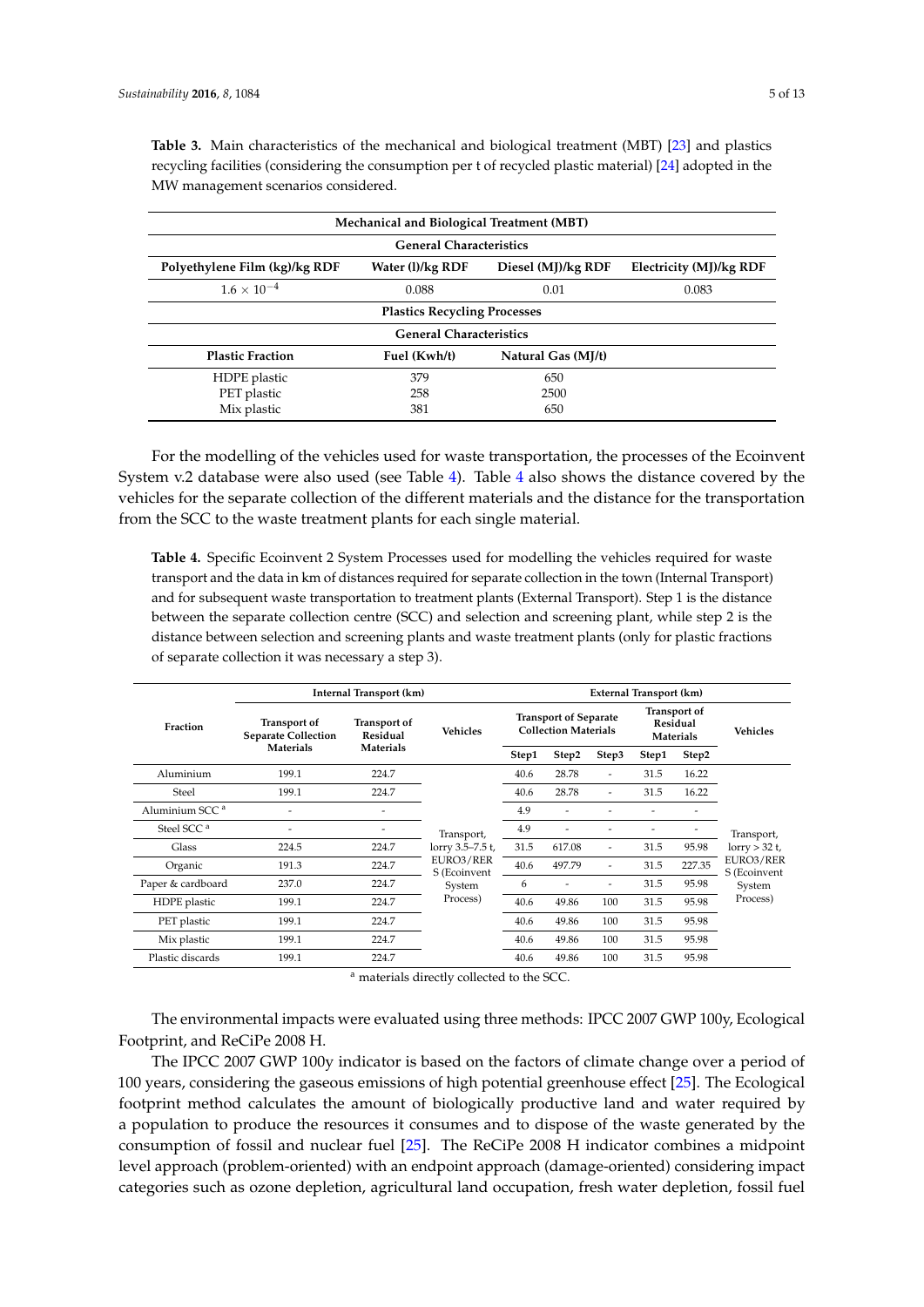**Table 3.** Main characteristics of the mechanical and biological treatment (MBT) [23] and plastics recycling facilities (considering the consumption per t of recycled plastic material) [24] adopted in the MW management scenarios considered.

| Mechanical and Biological Treatment (MBT) | | | |
|---|---|---|---|
| **General Characteristics** | | | |
| **Polyethylene Film (kg)/kg RDF** | **Water (l)/kg RDF** | **Diesel (MJ)/kg RDF** | **Electricity (MJ)/kg RDF** |
| $1.6 \times 10^{-4}$ | 0.088 | 0.01 | 0.083 |
| **Plastics Recycling Processes** | | | |
| **General Characteristics** | | | |
| **Plastic Fraction** | **Fuel (Kwh/t)** | **Natural Gas (MJ/t)** | |
| HDPE plastic | 379 | 650 | |
| PET plastic | 258 | 2500 | |
| Mix plastic | 381 | 650 | |

For the modelling of the vehicles used for waste transportation, the processes of the Ecoinvent System v.2 database were also used (see Table 4). Table 4 also shows the distance covered by the vehicles for the separate collection of the different materials and the distance for the transportation from the SCC to the waste treatment plants for each single material.

**Table 4.** Specific Ecoinvent 2 System Processes used for modelling the vehicles required for waste transport and the data in km of distances required for separate collection in the town (Internal Transport) and for subsequent waste transportation to treatment plants (External Transport). Step 1 is the distance between the separate collection centre (SCC) and selection and screening plant, while step 2 is the distance between selection and screening plants and waste treatment plants (only for plastic fractions of separate collection it was necessary a step 3).

| Fraction | Internal Transport (km) | | | External Transport (km) | | | | | |
|---|---|---|---|---|---|---|---|---|---|
| | Transport of Separate Collection Materials | Transport of Residual Materials | Vehicles | Transport of Separate Collection Materials | | | Transport of Residual Materials | | Vehicles |
| | | | | Step1 | Step2 | Step3 | Step1 | Step2 | |
| Aluminium | 199.1 | 224.7 | Transport, lorry 3.5–7.5 t, EURO3/RER S (Ecoinvent System Process) | 40.6 | 28.78 | - | 31.5 | 16.22 | Transport, lorry > 32 t, EURO3/RER S (Ecoinvent System Process) |
| Steel | 199.1 | 224.7 | | 40.6 | 28.78 | - | 31.5 | 16.22 | |
| Aluminium SCC [a] | - | - | | 4.9 | - | - | - | - | |
| Steel SCC [a] | - | - | | 4.9 | - | - | - | - | |
| Glass | 224.5 | 224.7 | | 31.5 | 617.08 | - | 31.5 | 95.98 | |
| Organic | 191.3 | 224.7 | | 40.6 | 497.79 | - | 31.5 | 227.35 | |
| Paper & cardboard | 237.0 | 224.7 | | 6 | - | - | 31.5 | 95.98 | |
| HDPE plastic | 199.1 | 224.7 | | 40.6 | 49.86 | 100 | 31.5 | 95.98 | |
| PET plastic | 199.1 | 224.7 | | 40.6 | 49.86 | 100 | 31.5 | 95.98 | |
| Mix plastic | 199.1 | 224.7 | | 40.6 | 49.86 | 100 | 31.5 | 95.98 | |
| Plastic discards | 199.1 | 224.7 | | 40.6 | 49.86 | 100 | 31.5 | 95.98 | |

[a] materials directly collected to the SCC.

The environmental impacts were evaluated using three methods: IPCC 2007 GWP 100y, Ecological Footprint, and ReCiPe 2008 H.

The IPCC 2007 GWP 100y indicator is based on the factors of climate change over a period of 100 years, considering the gaseous emissions of high potential greenhouse effect [25]. The Ecological footprint method calculates the amount of biologically productive land and water required by a population to produce the resources it consumes and to dispose of the waste generated by the consumption of fossil and nuclear fuel [25]. The ReCiPe 2008 H indicator combines a midpoint level approach (problem-oriented) with an endpoint approach (damage-oriented) considering impact categories such as ozone depletion, agricultural land occupation, fresh water depletion, fossil fuel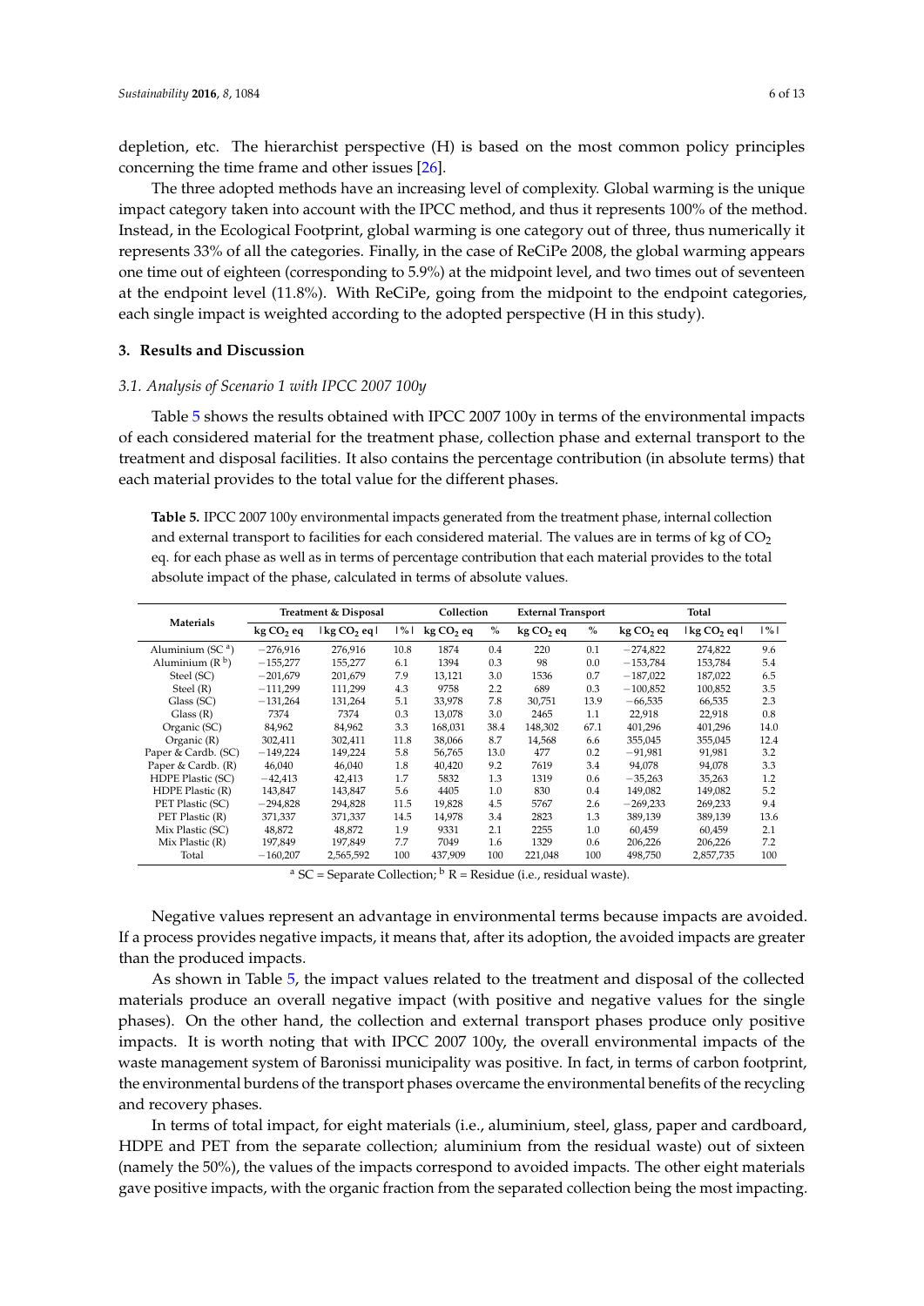depletion, etc. The hierarchist perspective (H) is based on the most common policy principles concerning the time frame and other issues [26].

The three adopted methods have an increasing level of complexity. Global warming is the unique impact category taken into account with the IPCC method, and thus it represents 100% of the method. Instead, in the Ecological Footprint, global warming is one category out of three, thus numerically it represents 33% of all the categories. Finally, in the case of ReCiPe 2008, the global warming appears one time out of eighteen (corresponding to 5.9%) at the midpoint level, and two times out of seventeen at the endpoint level (11.8%). With ReCiPe, going from the midpoint to the endpoint categories, each single impact is weighted according to the adopted perspective (H in this study).

## 3. Results and Discussion

### 3.1. Analysis of Scenario 1 with IPCC 2007 100y

Table 5 shows the results obtained with IPCC 2007 100y in terms of the environmental impacts of each considered material for the treatment phase, collection phase and external transport to the treatment and disposal facilities. It also contains the percentage contribution (in absolute terms) that each material provides to the total value for the different phases.

**Table 5.** IPCC 2007 100y environmental impacts generated from the treatment phase, internal collection and external transport to facilities for each considered material. The values are in terms of kg of $CO_2$ eq. for each phase as well as in terms of percentage contribution that each material provides to the total absolute impact of the phase, calculated in terms of absolute values.

| Materials | Treatment & Disposal | | | Collection | | External Transport | | Total | | |
|---|---|---|---|---|---|---|---|---|---|---|
| | kg $CO_2$ eq | \|kg $CO_2$ eq\| | \|%\| | kg $CO_2$ eq | % | kg $CO_2$ eq | % | kg $CO_2$ eq | \|kg $CO_2$ eq\| | \|%\| |
| Aluminium (SC [a]) | −276,916 | 276,916 | 10.8 | 1874 | 0.4 | 220 | 0.1 | −274,822 | 274,822 | 9.6 |
| Aluminium (R [b]) | −155,277 | 155,277 | 6.1 | 1394 | 0.3 | 98 | 0.0 | −153,784 | 153,784 | 5.4 |
| Steel (SC) | −201,679 | 201,679 | 7.9 | 13,121 | 3.0 | 1536 | 0.7 | −187,022 | 187,022 | 6.5 |
| Steel (R) | −111,299 | 111,299 | 4.3 | 9758 | 2.2 | 689 | 0.3 | −100,852 | 100,852 | 3.5 |
| Glass (SC) | −131,264 | 131,264 | 5.1 | 33,978 | 7.8 | 30,751 | 13.9 | −66,535 | 66,535 | 2.3 |
| Glass (R) | 7374 | 7374 | 0.3 | 13,078 | 3.0 | 2465 | 1.1 | 22,918 | 22,918 | 0.8 |
| Organic (SC) | 84,962 | 84,962 | 3.3 | 168,031 | 38.4 | 148,302 | 67.1 | 401,296 | 401,296 | 14.0 |
| Organic (R) | 302,411 | 302,411 | 11.8 | 38,066 | 8.7 | 14,568 | 6.6 | 355,045 | 355,045 | 12.4 |
| Paper & Cardb. (SC) | −149,224 | 149,224 | 5.8 | 56,765 | 13.0 | 477 | 0.2 | −91,981 | 91,981 | 3.2 |
| Paper & Cardb. (R) | 46,040 | 46,040 | 1.8 | 40,420 | 9.2 | 7619 | 3.4 | 94,078 | 94,078 | 3.3 |
| HDPE Plastic (SC) | −42,413 | 42,413 | 1.7 | 5832 | 1.3 | 1319 | 0.6 | −35,263 | 35,263 | 1.2 |
| HDPE Plastic (R) | 143,847 | 143,847 | 5.6 | 4405 | 1.0 | 830 | 0.4 | 149,082 | 149,082 | 5.2 |
| PET Plastic (SC) | −294,828 | 294,828 | 11.5 | 19,828 | 4.5 | 5767 | 2.6 | −269,233 | 269,233 | 9.4 |
| PET Plastic (R) | 371,337 | 371,337 | 14.5 | 14,978 | 3.4 | 2823 | 1.3 | 389,139 | 389,139 | 13.6 |
| Mix Plastic (SC) | 48,872 | 48,872 | 1.9 | 9331 | 2.1 | 2255 | 1.0 | 60,459 | 60,459 | 2.1 |
| Mix Plastic (R) | 197,849 | 197,849 | 7.7 | 7049 | 1.6 | 1329 | 0.6 | 206,226 | 206,226 | 7.2 |
| Total | −160,207 | 2,565,592 | 100 | 437,909 | 100 | 221,048 | 100 | 498,750 | 2,857,735 | 100 |

[a] SC = Separate Collection; [b] R = Residue (i.e., residual waste).

Negative values represent an advantage in environmental terms because impacts are avoided. If a process provides negative impacts, it means that, after its adoption, the avoided impacts are greater than the produced impacts.

As shown in Table 5, the impact values related to the treatment and disposal of the collected materials produce an overall negative impact (with positive and negative values for the single phases). On the other hand, the collection and external transport phases produce only positive impacts. It is worth noting that with IPCC 2007 100y, the overall environmental impacts of the waste management system of Baronissi municipality was positive. In fact, in terms of carbon footprint, the environmental burdens of the transport phases overcame the environmental benefits of the recycling and recovery phases.

In terms of total impact, for eight materials (i.e., aluminium, steel, glass, paper and cardboard, HDPE and PET from the separate collection; aluminium from the residual waste) out of sixteen (namely the 50%), the values of the impacts correspond to avoided impacts. The other eight materials gave positive impacts, with the organic fraction from the separated collection being the most impacting.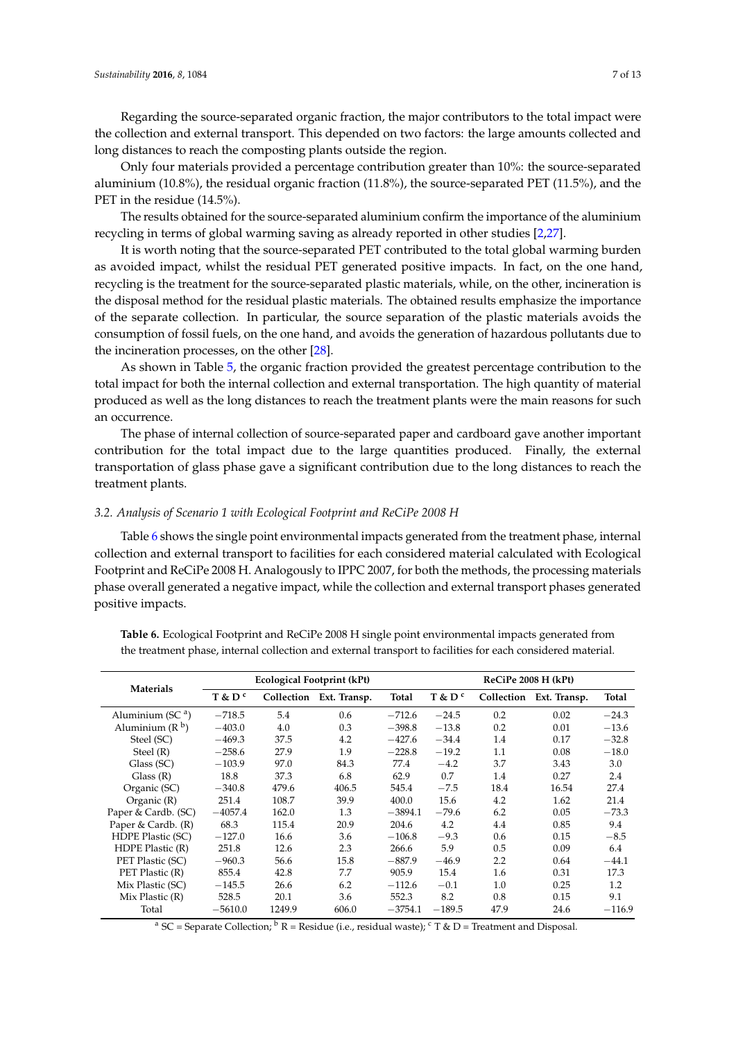Regarding the source-separated organic fraction, the major contributors to the total impact were the collection and external transport. This depended on two factors: the large amounts collected and long distances to reach the composting plants outside the region.

Only four materials provided a percentage contribution greater than 10%: the source-separated aluminium (10.8%), the residual organic fraction (11.8%), the source-separated PET (11.5%), and the PET in the residue (14.5%).

The results obtained for the source-separated aluminium confirm the importance of the aluminium recycling in terms of global warming saving as already reported in other studies [2,27].

It is worth noting that the source-separated PET contributed to the total global warming burden as avoided impact, whilst the residual PET generated positive impacts. In fact, on the one hand, recycling is the treatment for the source-separated plastic materials, while, on the other, incineration is the disposal method for the residual plastic materials. The obtained results emphasize the importance of the separate collection. In particular, the source separation of the plastic materials avoids the consumption of fossil fuels, on the one hand, and avoids the generation of hazardous pollutants due to the incineration processes, on the other [28].

As shown in Table 5, the organic fraction provided the greatest percentage contribution to the total impact for both the internal collection and external transportation. The high quantity of material produced as well as the long distances to reach the treatment plants were the main reasons for such an occurrence.

The phase of internal collection of source-separated paper and cardboard gave another important contribution for the total impact due to the large quantities produced. Finally, the external transportation of glass phase gave a significant contribution due to the long distances to reach the treatment plants.

### *3.2. Analysis of Scenario 1 with Ecological Footprint and ReCiPe 2008 H*

Table 6 shows the single point environmental impacts generated from the treatment phase, internal collection and external transport to facilities for each considered material calculated with Ecological Footprint and ReCiPe 2008 H. Analogously to IPPC 2007, for both the methods, the processing materials phase overall generated a negative impact, while the collection and external transport phases generated positive impacts.

**Table 6.** Ecological Footprint and ReCiPe 2008 H single point environmental impacts generated from the treatment phase, internal collection and external transport to facilities for each considered material.

| Materials | Ecological Footprint (kPt) | | | | ReCiPe 2008 H (kPt) | | | |
|---|---|---|---|---|---|---|---|---|
| | T & D [c] | Collection | Ext. Transp. | Total | T & D [c] | Collection | Ext. Transp. | Total |
| Aluminium (SC [a]) | −718.5 | 5.4 | 0.6 | −712.6 | −24.5 | 0.2 | 0.02 | −24.3 |
| Aluminium (R [b]) | −403.0 | 4.0 | 0.3 | −398.8 | −13.8 | 0.2 | 0.01 | −13.6 |
| Steel (SC) | −469.3 | 37.5 | 4.2 | −427.6 | −34.4 | 1.4 | 0.17 | −32.8 |
| Steel (R) | −258.6 | 27.9 | 1.9 | −228.8 | −19.2 | 1.1 | 0.08 | −18.0 |
| Glass (SC) | −103.9 | 97.0 | 84.3 | 77.4 | −4.2 | 3.7 | 3.43 | 3.0 |
| Glass (R) | 18.8 | 37.3 | 6.8 | 62.9 | 0.7 | 1.4 | 0.27 | 2.4 |
| Organic (SC) | −340.8 | 479.6 | 406.5 | 545.4 | −7.5 | 18.4 | 16.54 | 27.4 |
| Organic (R) | 251.4 | 108.7 | 39.9 | 400.0 | 15.6 | 4.2 | 1.62 | 21.4 |
| Paper & Cardb. (SC) | −4057.4 | 162.0 | 1.3 | −3894.1 | −79.6 | 6.2 | 0.05 | −73.3 |
| Paper & Cardb. (R) | 68.3 | 115.4 | 20.9 | 204.6 | 4.2 | 4.4 | 0.85 | 9.4 |
| HDPE Plastic (SC) | −127.0 | 16.6 | 3.6 | −106.8 | −9.3 | 0.6 | 0.15 | −8.5 |
| HDPE Plastic (R) | 251.8 | 12.6 | 2.3 | 266.6 | 5.9 | 0.5 | 0.09 | 6.4 |
| PET Plastic (SC) | −960.3 | 56.6 | 15.8 | −887.9 | −46.9 | 2.2 | 0.64 | −44.1 |
| PET Plastic (R) | 855.4 | 42.8 | 7.7 | 905.9 | 15.4 | 1.6 | 0.31 | 17.3 |
| Mix Plastic (SC) | −145.5 | 26.6 | 6.2 | −112.6 | −0.1 | 1.0 | 0.25 | 1.2 |
| Mix Plastic (R) | 528.5 | 20.1 | 3.6 | 552.3 | 8.2 | 0.8 | 0.15 | 9.1 |
| Total | −5610.0 | 1249.9 | 606.0 | −3754.1 | −189.5 | 47.9 | 24.6 | −116.9 |

[a] SC = Separate Collection; [b] R = Residue (i.e., residual waste); [c] T & D = Treatment and Disposal.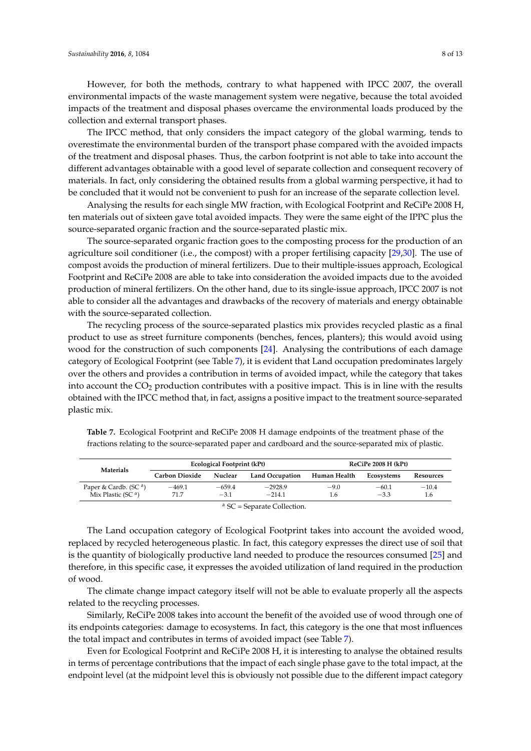However, for both the methods, contrary to what happened with IPCC 2007, the overall environmental impacts of the waste management system were negative, because the total avoided impacts of the treatment and disposal phases overcame the environmental loads produced by the collection and external transport phases.

The IPCC method, that only considers the impact category of the global warming, tends to overestimate the environmental burden of the transport phase compared with the avoided impacts of the treatment and disposal phases. Thus, the carbon footprint is not able to take into account the different advantages obtainable with a good level of separate collection and consequent recovery of materials. In fact, only considering the obtained results from a global warming perspective, it had to be concluded that it would not be convenient to push for an increase of the separate collection level.

Analysing the results for each single MW fraction, with Ecological Footprint and ReCiPe 2008 H, ten materials out of sixteen gave total avoided impacts. They were the same eight of the IPPC plus the source-separated organic fraction and the source-separated plastic mix.

The source-separated organic fraction goes to the composting process for the production of an agriculture soil conditioner (i.e., the compost) with a proper fertilising capacity [29,30]. The use of compost avoids the production of mineral fertilizers. Due to their multiple-issues approach, Ecological Footprint and ReCiPe 2008 are able to take into consideration the avoided impacts due to the avoided production of mineral fertilizers. On the other hand, due to its single-issue approach, IPCC 2007 is not able to consider all the advantages and drawbacks of the recovery of materials and energy obtainable with the source-separated collection.

The recycling process of the source-separated plastics mix provides recycled plastic as a final product to use as street furniture components (benches, fences, planters); this would avoid using wood for the construction of such components [24]. Analysing the contributions of each damage category of Ecological Footprint (see Table 7), it is evident that Land occupation predominates largely over the others and provides a contribution in terms of avoided impact, while the category that takes into account the $CO_2$ production contributes with a positive impact. This is in line with the results obtained with the IPCC method that, in fact, assigns a positive impact to the treatment source-separated plastic mix.

**Table 7.** Ecological Footprint and ReCiPe 2008 H damage endpoints of the treatment phase of the fractions relating to the source-separated paper and cardboard and the source-separated mix of plastic.

| Materials | Ecological Footprint (kPt) | | | ReCiPe 2008 H (kPt) | | |
|---|---|---|---|---|---|---|
| | Carbon Dioxide | Nuclear | Land Occupation | Human Health | Ecosystems | Resources |
| Paper & Cardb. (SC [a]) | −469.1 | −659.4 | −2928.9 | −9.0 | −60.1 | −10.4 |
| Mix Plastic (SC [a]) | 71.7 | −3.1 | −214.1 | 1.6 | −3.3 | 1.6 |

[a] SC = Separate Collection.

The Land occupation category of Ecological Footprint takes into account the avoided wood, replaced by recycled heterogeneous plastic. In fact, this category expresses the direct use of soil that is the quantity of biologically productive land needed to produce the resources consumed [25] and therefore, in this specific case, it expresses the avoided utilization of land required in the production of wood.

The climate change impact category itself will not be able to evaluate properly all the aspects related to the recycling processes.

Similarly, ReCiPe 2008 takes into account the benefit of the avoided use of wood through one of its endpoints categories: damage to ecosystems. In fact, this category is the one that most influences the total impact and contributes in terms of avoided impact (see Table 7).

Even for Ecological Footprint and ReCiPe 2008 H, it is interesting to analyse the obtained results in terms of percentage contributions that the impact of each single phase gave to the total impact, at the endpoint level (at the midpoint level this is obviously not possible due to the different impact category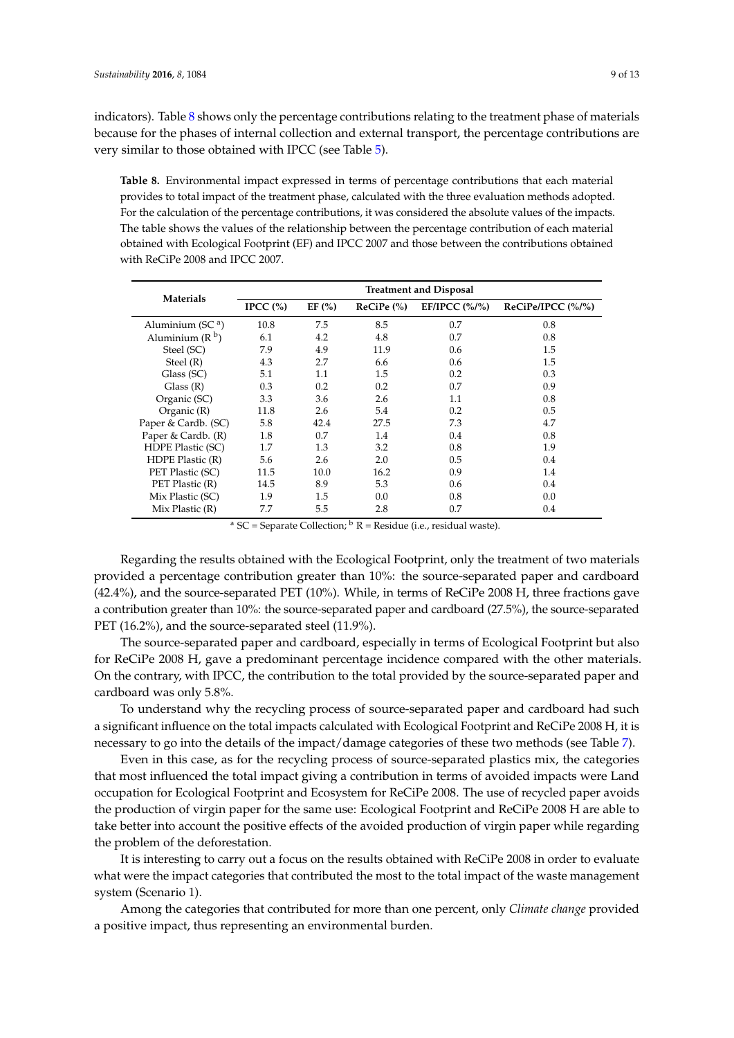indicators). Table 8 shows only the percentage contributions relating to the treatment phase of materials because for the phases of internal collection and external transport, the percentage contributions are very similar to those obtained with IPCC (see Table 5).

**Table 8.** Environmental impact expressed in terms of percentage contributions that each material provides to total impact of the treatment phase, calculated with the three evaluation methods adopted. For the calculation of the percentage contributions, it was considered the absolute values of the impacts. The table shows the values of the relationship between the percentage contribution of each material obtained with Ecological Footprint (EF) and IPCC 2007 and those between the contributions obtained with ReCiPe 2008 and IPCC 2007.

| Materials | Treatment and Disposal | | | | |
|---|---|---|---|---|---|
| | IPCC (%) | EF (%) | ReCiPe (%) | EF/IPCC (%/%) | ReCiPe/IPCC (%/%) |
| Aluminium (SC [a]) | 10.8 | 7.5 | 8.5 | 0.7 | 0.8 |
| Aluminium (R [b]) | 6.1 | 4.2 | 4.8 | 0.7 | 0.8 |
| Steel (SC) | 7.9 | 4.9 | 11.9 | 0.6 | 1.5 |
| Steel (R) | 4.3 | 2.7 | 6.6 | 0.6 | 1.5 |
| Glass (SC) | 5.1 | 1.1 | 1.5 | 0.2 | 0.3 |
| Glass (R) | 0.3 | 0.2 | 0.2 | 0.7 | 0.9 |
| Organic (SC) | 3.3 | 3.6 | 2.6 | 1.1 | 0.8 |
| Organic (R) | 11.8 | 2.6 | 5.4 | 0.2 | 0.5 |
| Paper & Cardb. (SC) | 5.8 | 42.4 | 27.5 | 7.3 | 4.7 |
| Paper & Cardb. (R) | 1.8 | 0.7 | 1.4 | 0.4 | 0.8 |
| HDPE Plastic (SC) | 1.7 | 1.3 | 3.2 | 0.8 | 1.9 |
| HDPE Plastic (R) | 5.6 | 2.6 | 2.0 | 0.5 | 0.4 |
| PET Plastic (SC) | 11.5 | 10.0 | 16.2 | 0.9 | 1.4 |
| PET Plastic (R) | 14.5 | 8.9 | 5.3 | 0.6 | 0.4 |
| Mix Plastic (SC) | 1.9 | 1.5 | 0.0 | 0.8 | 0.0 |
| Mix Plastic (R) | 7.7 | 5.5 | 2.8 | 0.7 | 0.4 |

[a] SC = Separate Collection; [b] R = Residue (i.e., residual waste).

Regarding the results obtained with the Ecological Footprint, only the treatment of two materials provided a percentage contribution greater than 10%: the source-separated paper and cardboard (42.4%), and the source-separated PET (10%). While, in terms of ReCiPe 2008 H, three fractions gave a contribution greater than 10%: the source-separated paper and cardboard (27.5%), the source-separated PET (16.2%), and the source-separated steel (11.9%).

The source-separated paper and cardboard, especially in terms of Ecological Footprint but also for ReCiPe 2008 H, gave a predominant percentage incidence compared with the other materials. On the contrary, with IPCC, the contribution to the total provided by the source-separated paper and cardboard was only 5.8%.

To understand why the recycling process of source-separated paper and cardboard had such a significant influence on the total impacts calculated with Ecological Footprint and ReCiPe 2008 H, it is necessary to go into the details of the impact/damage categories of these two methods (see Table 7).

Even in this case, as for the recycling process of source-separated plastics mix, the categories that most influenced the total impact giving a contribution in terms of avoided impacts were Land occupation for Ecological Footprint and Ecosystem for ReCiPe 2008. The use of recycled paper avoids the production of virgin paper for the same use: Ecological Footprint and ReCiPe 2008 H are able to take better into account the positive effects of the avoided production of virgin paper while regarding the problem of the deforestation.

It is interesting to carry out a focus on the results obtained with ReCiPe 2008 in order to evaluate what were the impact categories that contributed the most to the total impact of the waste management system (Scenario 1).

Among the categories that contributed for more than one percent, only *Climate change* provided a positive impact, thus representing an environmental burden.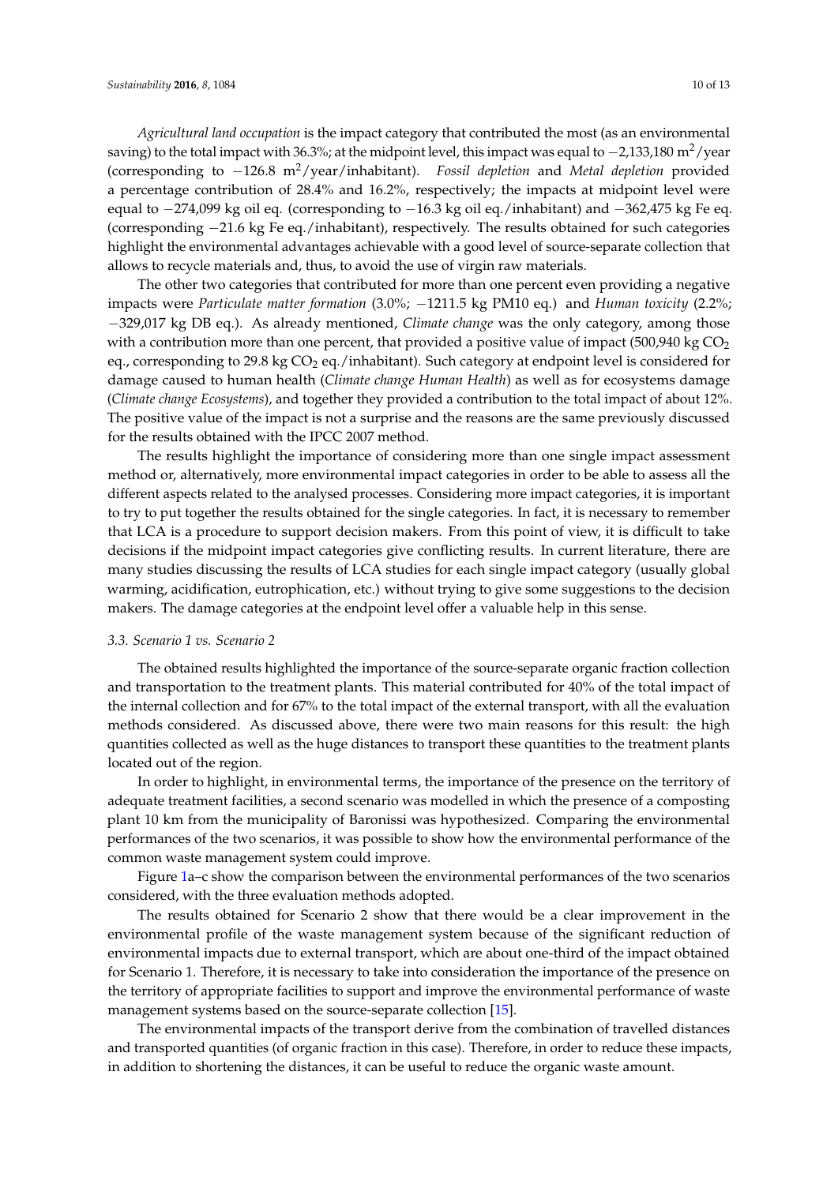*Agricultural land occupation* is the impact category that contributed the most (as an environmental saving) to the total impact with 36.3%; at the midpoint level, this impact was equal to −2,133,180 $m^2$/year (corresponding to −126.8 $m^2$/year/inhabitant). *Fossil depletion* and *Metal depletion* provided a percentage contribution of 28.4% and 16.2%, respectively; the impacts at midpoint level were equal to −274,099 kg oil eq. (corresponding to −16.3 kg oil eq./inhabitant) and −362,475 kg Fe eq. (corresponding −21.6 kg Fe eq./inhabitant), respectively. The results obtained for such categories highlight the environmental advantages achievable with a good level of source-separate collection that allows to recycle materials and, thus, to avoid the use of virgin raw materials.

The other two categories that contributed for more than one percent even providing a negative impacts were *Particulate matter formation* (3.0%; −1211.5 kg PM10 eq.) and *Human toxicity* (2.2%; −329,017 kg DB eq.). As already mentioned, *Climate change* was the only category, among those with a contribution more than one percent, that provided a positive value of impact (500,940 kg $CO_2$ eq., corresponding to 29.8 kg $CO_2$ eq./inhabitant). Such category at endpoint level is considered for damage caused to human health (*Climate change Human Health*) as well as for ecosystems damage (*Climate change Ecosystems*), and together they provided a contribution to the total impact of about 12%. The positive value of the impact is not a surprise and the reasons are the same previously discussed for the results obtained with the IPCC 2007 method.

The results highlight the importance of considering more than one single impact assessment method or, alternatively, more environmental impact categories in order to be able to assess all the different aspects related to the analysed processes. Considering more impact categories, it is important to try to put together the results obtained for the single categories. In fact, it is necessary to remember that LCA is a procedure to support decision makers. From this point of view, it is difficult to take decisions if the midpoint impact categories give conflicting results. In current literature, there are many studies discussing the results of LCA studies for each single impact category (usually global warming, acidification, eutrophication, etc.) without trying to give some suggestions to the decision makers. The damage categories at the endpoint level offer a valuable help in this sense.

### *3.3. Scenario 1 vs. Scenario 2*

The obtained results highlighted the importance of the source-separate organic fraction collection and transportation to the treatment plants. This material contributed for 40% of the total impact of the internal collection and for 67% to the total impact of the external transport, with all the evaluation methods considered. As discussed above, there were two main reasons for this result: the high quantities collected as well as the huge distances to transport these quantities to the treatment plants located out of the region.

In order to highlight, in environmental terms, the importance of the presence on the territory of adequate treatment facilities, a second scenario was modelled in which the presence of a composting plant 10 km from the municipality of Baronissi was hypothesized. Comparing the environmental performances of the two scenarios, it was possible to show how the environmental performance of the common waste management system could improve.

Figure 1a–c show the comparison between the environmental performances of the two scenarios considered, with the three evaluation methods adopted.

The results obtained for Scenario 2 show that there would be a clear improvement in the environmental profile of the waste management system because of the significant reduction of environmental impacts due to external transport, which are about one-third of the impact obtained for Scenario 1. Therefore, it is necessary to take into consideration the importance of the presence on the territory of appropriate facilities to support and improve the environmental performance of waste management systems based on the source-separate collection [15].

The environmental impacts of the transport derive from the combination of travelled distances and transported quantities (of organic fraction in this case). Therefore, in order to reduce these impacts, in addition to shortening the distances, it can be useful to reduce the organic waste amount.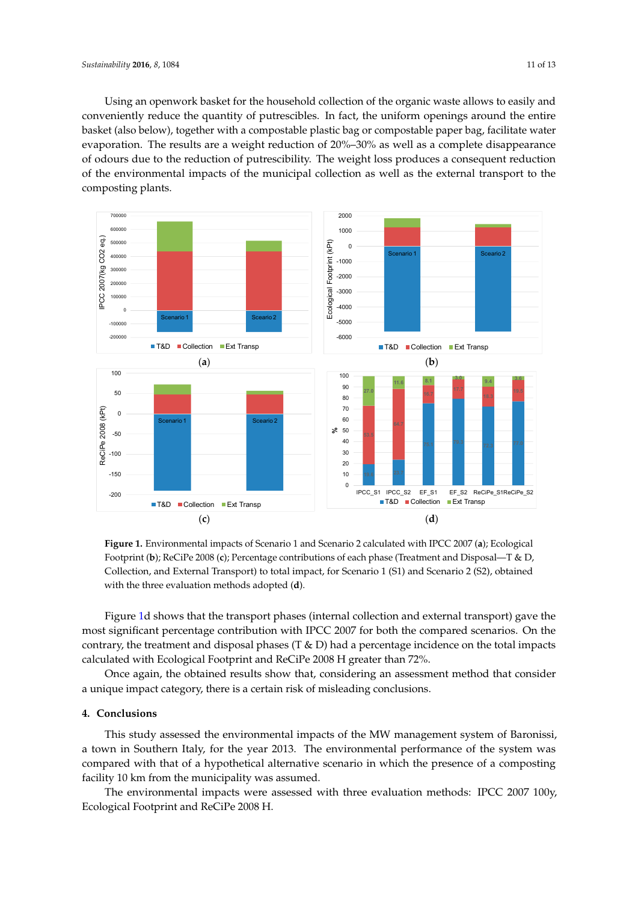Using an openwork basket for the household collection of the organic waste allows to easily and conveniently reduce the quantity of putrescibles. In fact, the uniform openings around the entire basket (also below), together with a compostable plastic bag or compostable paper bag, facilitate water evaporation. The results are a weight reduction of 20%–30% as well as a complete disappearance of odours due to the reduction of putrescibility. The weight loss produces a consequent reduction of the environmental impacts of the municipal collection as well as the external transport to the composting plants.

**Figure 1.** Environmental impacts of Scenario 1 and Scenario 2 calculated with IPCC 2007 (**a**); Ecological Footprint (**b**); ReCiPe 2008 (**c**); Percentage contributions of each phase (Treatment and Disposal—T & D, Collection, and External Transport) to total impact, for Scenario 1 (S1) and Scenario 2 (S2), obtained with the three evaluation methods adopted (**d**).

Figure 1d shows that the transport phases (internal collection and external transport) gave the most significant percentage contribution with IPCC 2007 for both the compared scenarios. On the contrary, the treatment and disposal phases (T & D) had a percentage incidence on the total impacts calculated with Ecological Footprint and ReCiPe 2008 H greater than 72%.

Once again, the obtained results show that, considering an assessment method that consider a unique impact category, there is a certain risk of misleading conclusions.

## 4. Conclusions

This study assessed the environmental impacts of the MW management system of Baronissi, a town in Southern Italy, for the year 2013. The environmental performance of the system was compared with that of a hypothetical alternative scenario in which the presence of a composting facility 10 km from the municipality was assumed.

The environmental impacts were assessed with three evaluation methods: IPCC 2007 100y, Ecological Footprint and ReCiPe 2008 H.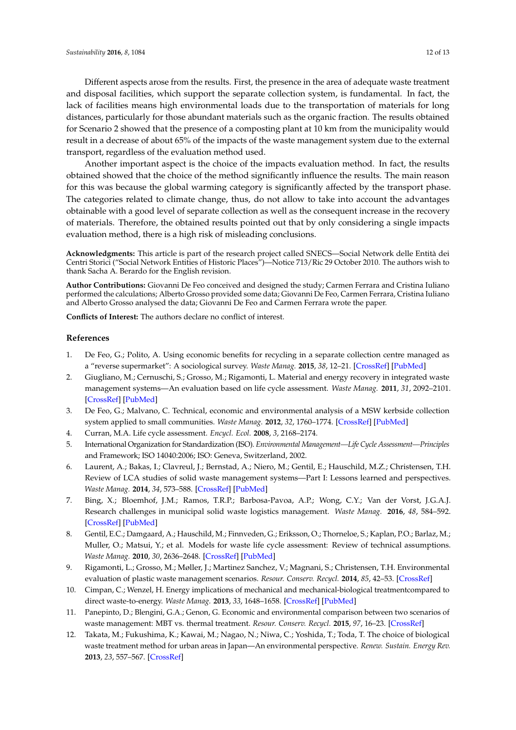Different aspects arose from the results. First, the presence in the area of adequate waste treatment and disposal facilities, which support the separate collection system, is fundamental. In fact, the lack of facilities means high environmental loads due to the transportation of materials for long distances, particularly for those abundant materials such as the organic fraction. The results obtained for Scenario 2 showed that the presence of a composting plant at 10 km from the municipality would result in a decrease of about 65% of the impacts of the waste management system due to the external transport, regardless of the evaluation method used.

Another important aspect is the choice of the impacts evaluation method. In fact, the results obtained showed that the choice of the method significantly influence the results. The main reason for this was because the global warming category is significantly affected by the transport phase. The categories related to climate change, thus, do not allow to take into account the advantages obtainable with a good level of separate collection as well as the consequent increase in the recovery of materials. Therefore, the obtained results pointed out that by only considering a single impacts evaluation method, there is a high risk of misleading conclusions.

**Acknowledgments:** This article is part of the research project called SNECS—Social Network delle Entità dei Centri Storici ("Social Network Entities of Historic Places")—Notice 713/Ric 29 October 2010. The authors wish to thank Sacha A. Berardo for the English revision.

**Author Contributions:** Giovanni De Feo conceived and designed the study; Carmen Ferrara and Cristina Iuliano performed the calculations; Alberto Grosso provided some data; Giovanni De Feo, Carmen Ferrara, Cristina Iuliano and Alberto Grosso analysed the data; Giovanni De Feo and Carmen Ferrara wrote the paper.

**Conflicts of Interest:** The authors declare no conflict of interest.

## References

1. De Feo, G.; Polito, A. Using economic benefits for recycling in a separate collection centre managed as a "reverse supermarket": A sociological survey. *Waste Manag.* **2015**, *38*, 12–21. [CrossRef] [PubMed]
2. Giugliano, M.; Cernuschi, S.; Grosso, M.; Rigamonti, L. Material and energy recovery in integrated waste management systems—An evaluation based on life cycle assessment. *Waste Manag.* **2011**, *31*, 2092–2101. [CrossRef] [PubMed]
3. De Feo, G.; Malvano, C. Technical, economic and environmental analysis of a MSW kerbside collection system applied to small communities. *Waste Manag.* **2012**, *32*, 1760–1774. [CrossRef] [PubMed]
4. Curran, M.A. Life cycle assessment. *Encycl. Ecol.* **2008**, *3*, 2168–2174.
5. International Organization for Standardization (ISO). *Environmental Management—Life Cycle Assessment—Principles* and Framework; ISO 14040:2006; ISO: Geneva, Switzerland, 2002.
6. Laurent, A.; Bakas, I.; Clavreul, J.; Bernstad, A.; Niero, M.; Gentil, E.; Hauschild, M.Z.; Christensen, T.H. Review of LCA studies of solid waste management systems—Part I: Lessons learned and perspectives. *Waste Manag.* **2014**, *34*, 573–588. [CrossRef] [PubMed]
7. Bing, X.; Bloemhof, J.M.; Ramos, T.R.P.; Barbosa-Pavoa, A.P.; Wong, C.Y.; Van der Vorst, J.G.A.J. Research challenges in municipal solid waste logistics management. *Waste Manag.* **2016**, *48*, 584–592. [CrossRef] [PubMed]
8. Gentil, E.C.; Damgaard, A.; Hauschild, M.; Finnveden, G.; Eriksson, O.; Thorneloe, S.; Kaplan, P.O.; Barlaz, M.; Muller, O.; Matsui, Y.; et al. Models for waste life cycle assessment: Review of technical assumptions. *Waste Manag.* **2010**, *30*, 2636–2648. [CrossRef] [PubMed]
9. Rigamonti, L.; Grosso, M.; Møller, J.; Martinez Sanchez, V.; Magnani, S.; Christensen, T.H. Environmental evaluation of plastic waste management scenarios. *Resour. Conserv. Recycl.* **2014**, *85*, 42–53. [CrossRef]
10. Cimpan, C.; Wenzel, H. Energy implications of mechanical and mechanical-biological treatmentcompared to direct waste-to-energy. *Waste Manag.* **2013**, *33*, 1648–1658. [CrossRef] [PubMed]
11. Panepinto, D.; Blengini, G.A.; Genon, G. Economic and environmental comparison between two scenarios of waste management: MBT vs. thermal treatment. *Resour. Conserv. Recycl.* **2015**, *97*, 16–23. [CrossRef]
12. Takata, M.; Fukushima, K.; Kawai, M.; Nagao, N.; Niwa, C.; Yoshida, T.; Toda, T. The choice of biological waste treatment method for urban areas in Japan—An environmental perspective. *Renew. Sustain. Energy Rev.* **2013**, *23*, 557–567. [CrossRef]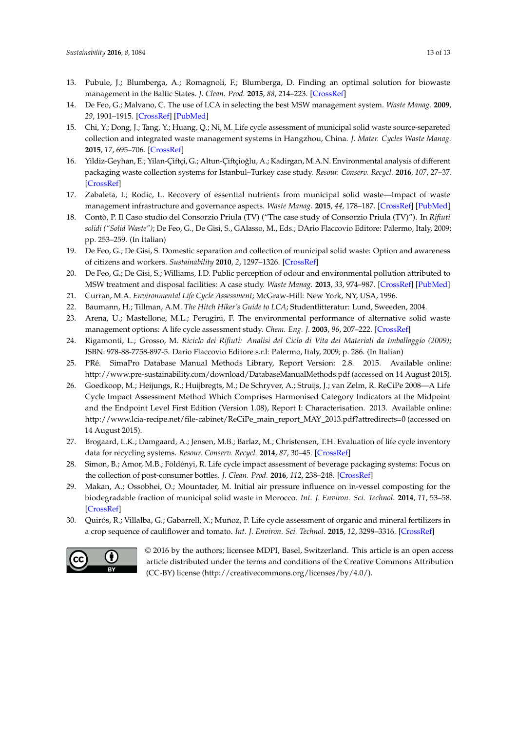13. Pubule, J.; Blumberga, A.; Romagnoli, F.; Blumberga, D. Finding an optimal solution for biowaste management in the Baltic States. *J. Clean. Prod.* **2015**, *88*, 214–223. [CrossRef]
14. De Feo, G.; Malvano, C. The use of LCA in selecting the best MSW management system. *Waste Manag.* **2009**, *29*, 1901–1915. [CrossRef] [PubMed]
15. Chi, Y.; Dong, J.; Tang, Y.; Huang, Q.; Ni, M. Life cycle assessment of municipal solid waste source-separeted collection and integrated waste management systems in Hangzhou, China. *J. Mater. Cycles Waste Manag.* **2015**, *17*, 695–706. [CrossRef]
16. Yildiz-Geyhan, E.; Yilan-Çiftçi, G.; Altun-Çiftçioğlu, A.; Kadirgan, M.A.N. Environmental analysis of different packaging waste collection systems for Istanbul–Turkey case study. *Resour. Conserv. Recycl.* **2016**, *107*, 27–37. [CrossRef]
17. Zabaleta, I.; Rodic, L. Recovery of essential nutrients from municipal solid waste—Impact of waste management infrastructure and governance aspects. *Waste Manag.* **2015**, *44*, 178–187. [CrossRef] [PubMed]
18. Contò, P. Il Caso studio del Consorzio Priula (TV) ("The case study of Consorzio Priula (TV)"). In *Rifiuti solidi ("Solid Waste")*; De Feo, G., De Gisi, S., GAlasso, M., Eds.; DArio Flaccovio Editore: Palermo, Italy, 2009; pp. 253–259. (In Italian)
19. De Feo, G.; De Gisi, S. Domestic separation and collection of municipal solid waste: Option and awareness of citizens and workers. *Sustainability* **2010**, *2*, 1297–1326. [CrossRef]
20. De Feo, G.; De Gisi, S.; Williams, I.D. Public perception of odour and environmental pollution attributed to MSW treatment and disposal facilities: A case study. *Waste Manag.* **2013**, *33*, 974–987. [CrossRef] [PubMed]
21. Curran, M.A. *Environmental Life Cycle Assessment*; McGraw-Hill: New York, NY, USA, 1996.
22. Baumann, H.; Tillman, A.M. *The Hitch Hiker's Guide to LCA*; Studentlitteratur: Lund, Sweeden, 2004.
23. Arena, U.; Mastellone, M.L.; Perugini, F. The environmental performance of alternative solid waste management options: A life cycle assessment study. *Chem. Eng. J.* **2003**, *96*, 207–222. [CrossRef]
24. Rigamonti, L.; Grosso, M. *Riciclo dei Rifiuti: Analisi del Ciclo di Vita dei Materiali da Imballaggio (2009)*; ISBN: 978-88-7758-897-5. Dario Flaccovio Editore s.r.l: Palermo, Italy, 2009; p. 286. (In Italian)
25. PRé. SimaPro Database Manual Methods Library, Report Version: 2.8. 2015. Available online: http://www.pre-sustainability.com/download/DatabaseManualMethods.pdf (accessed on 14 August 2015).
26. Goedkoop, M.; Heijungs, R.; Huijbregts, M.; De Schryver, A.; Struijs, J.; van Zelm, R. ReCiPe 2008—A Life Cycle Impact Assessment Method Which Comprises Harmonised Category Indicators at the Midpoint and the Endpoint Level First Edition (Version 1.08), Report I: Characterisation. 2013. Available online: http://www.lcia-recipe.net/file-cabinet/ReCiPe_main_report_MAY_2013.pdf?attredirects=0 (accessed on 14 August 2015).
27. Brogaard, L.K.; Damgaard, A.; Jensen, M.B.; Barlaz, M.; Christensen, T.H. Evaluation of life cycle inventory data for recycling systems. *Resour. Conserv. Recycl.* **2014**, *87*, 30–45. [CrossRef]
28. Simon, B.; Amor, M.B.; Földényi, R. Life cycle impact assessment of beverage packaging systems: Focus on the collection of post-consumer bottles. *J. Clean. Prod.* **2016**, *112*, 238–248. [CrossRef]
29. Makan, A.; Ossobhei, O.; Mountader, M. Initial air pressure influence on in-vessel composting for the biodegradable fraction of municipal solid waste in Morocco. *Int. J. Environ. Sci. Technol.* **2014**, *11*, 53–58. [CrossRef]
30. Quirós, R.; Villalba, G.; Gabarrell, X.; Muñoz, P. Life cycle assessment of organic and mineral fertilizers in a crop sequence of cauliflower and tomato. *Int. J. Environ. Sci. Technol.* **2015**, *12*, 3299–3316. [CrossRef]

© 2016 by the authors; licensee MDPI, Basel, Switzerland. This article is an open access article distributed under the terms and conditions of the Creative Commons Attribution (CC-BY) license (http://creativecommons.org/licenses/by/4.0/).